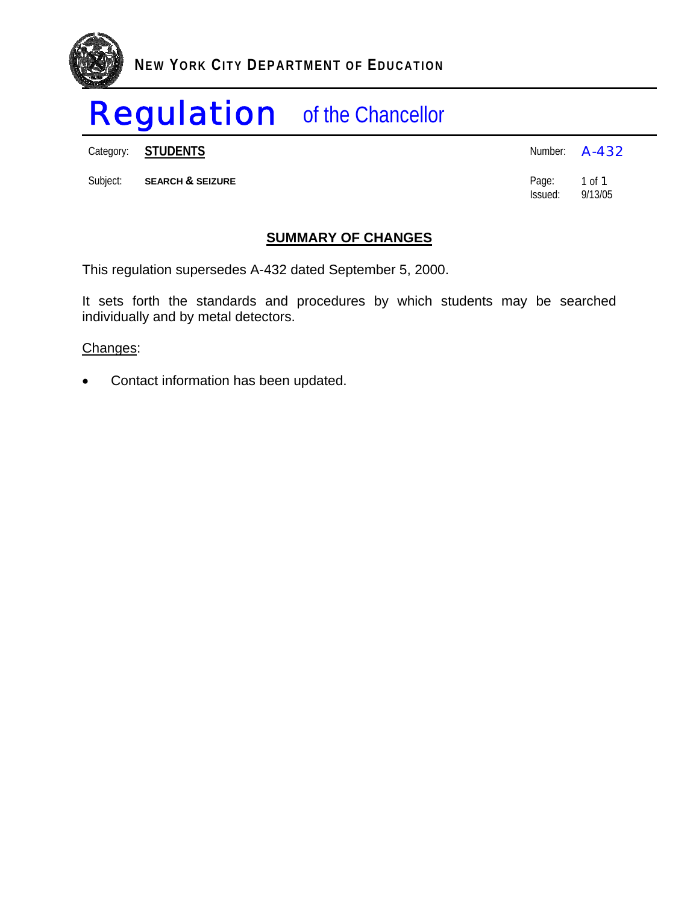**NEW YORK CITY DEPARTMENT OF EDUCATION**

# Regulation of the Chancellor

| | | | |
|---|---|---|---|
| Category: | **STUDENTS** | Number: | A-432 |
| Subject: | **SEARCH & SEIZURE** | Page: | 1 of 1 |
| | | Issued: | 9/13/05 |

## SUMMARY OF CHANGES

This regulation supersedes A-432 dated September 5, 2000.

It sets forth the standards and procedures by which students may be searched individually and by metal detectors.

Changes:

- Contact information has been updated.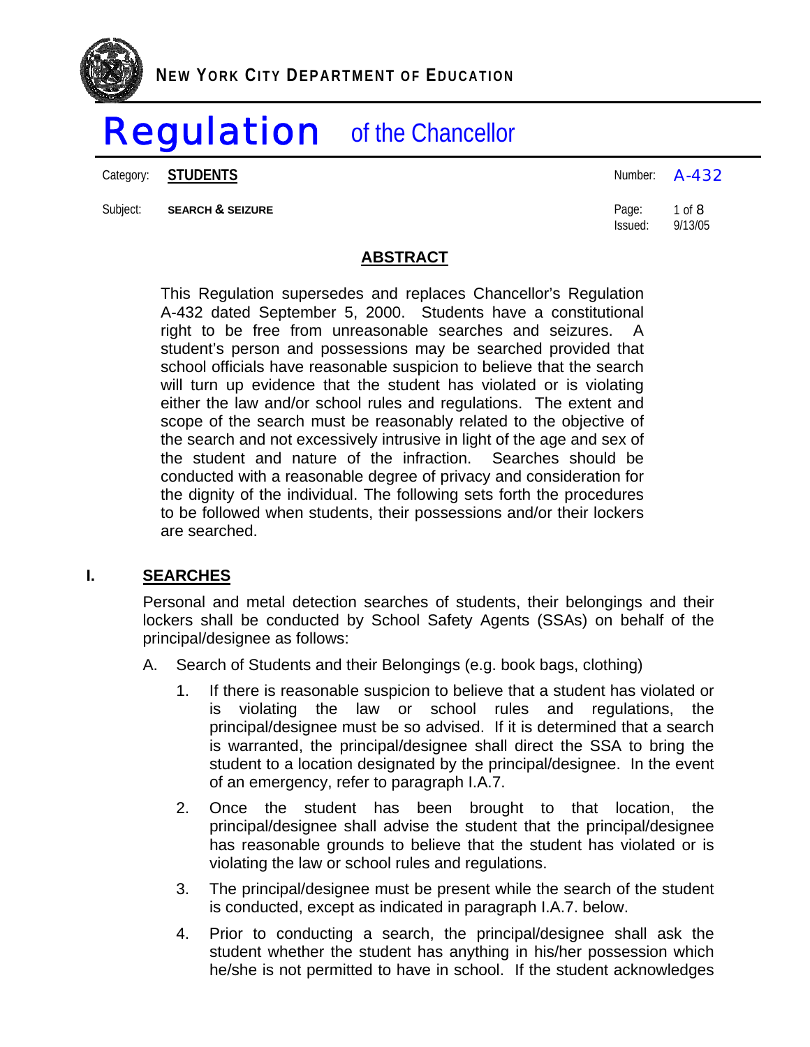NEW YORK CITY DEPARTMENT OF EDUCATION

# Regulation of the Chancellor

Category: **STUDENTS** | Number: A-432

Subject: **SEARCH & SEIZURE** | Issued: 9/13/05

## ABSTRACT

This Regulation supersedes and replaces Chancellor's Regulation A-432 dated September 5, 2000. Students have a constitutional right to be free from unreasonable searches and seizures. A student's person and possessions may be searched provided that school officials have reasonable suspicion to believe that the search will turn up evidence that the student has violated or is violating either the law and/or school rules and regulations. The extent and scope of the search must be reasonably related to the objective of the search and not excessively intrusive in light of the age and sex of the student and nature of the infraction. Searches should be conducted with a reasonable degree of privacy and consideration for the dignity of the individual. The following sets forth the procedures to be followed when students, their possessions and/or their lockers are searched.

## I. SEARCHES

Personal and metal detection searches of students, their belongings and their lockers shall be conducted by School Safety Agents (SSAs) on behalf of the principal/designee as follows:

A. Search of Students and their Belongings (e.g. book bags, clothing)

1. If there is reasonable suspicion to believe that a student has violated or is violating the law or school rules and regulations, the principal/designee must be so advised. If it is determined that a search is warranted, the principal/designee shall direct the SSA to bring the student to a location designated by the principal/designee. In the event of an emergency, refer to paragraph I.A.7.

2. Once the student has been brought to that location, the principal/designee shall advise the student that the principal/designee has reasonable grounds to believe that the student has violated or is violating the law or school rules and regulations.

3. The principal/designee must be present while the search of the student is conducted, except as indicated in paragraph I.A.7. below.

4. Prior to conducting a search, the principal/designee shall ask the student whether the student has anything in his/her possession which he/she is not permitted to have in school. If the student acknowledges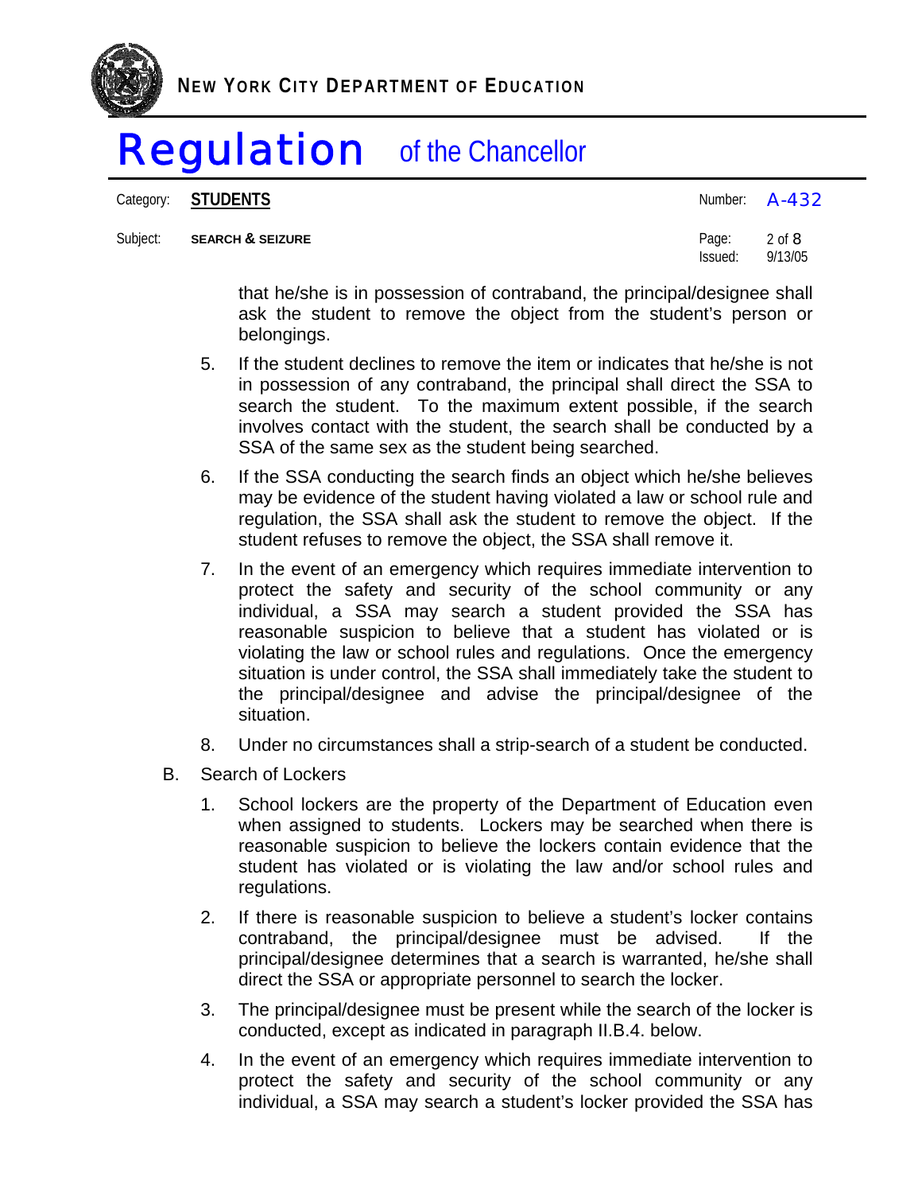that he/she is in possession of contraband, the principal/designee shall ask the student to remove the object from the student's person or belongings.

5. If the student declines to remove the item or indicates that he/she is not in possession of any contraband, the principal shall direct the SSA to search the student. To the maximum extent possible, if the search involves contact with the student, the search shall be conducted by a SSA of the same sex as the student being searched.

6. If the SSA conducting the search finds an object which he/she believes may be evidence of the student having violated a law or school rule and regulation, the SSA shall ask the student to remove the object. If the student refuses to remove the object, the SSA shall remove it.

7. In the event of an emergency which requires immediate intervention to protect the safety and security of the school community or any individual, a SSA may search a student provided the SSA has reasonable suspicion to believe that a student has violated or is violating the law or school rules and regulations. Once the emergency situation is under control, the SSA shall immediately take the student to the principal/designee and advise the principal/designee of the situation.

8. Under no circumstances shall a strip-search of a student be conducted.

B. Search of Lockers

1. School lockers are the property of the Department of Education even when assigned to students. Lockers may be searched when there is reasonable suspicion to believe the lockers contain evidence that the student has violated or is violating the law and/or school rules and regulations.

2. If there is reasonable suspicion to believe a student's locker contains contraband, the principal/designee must be advised. If the principal/designee determines that a search is warranted, he/she shall direct the SSA or appropriate personnel to search the locker.

3. The principal/designee must be present while the search of the locker is conducted, except as indicated in paragraph II.B.4. below.

4. In the event of an emergency which requires immediate intervention to protect the safety and security of the school community or any individual, a SSA may search a student's locker provided the SSA has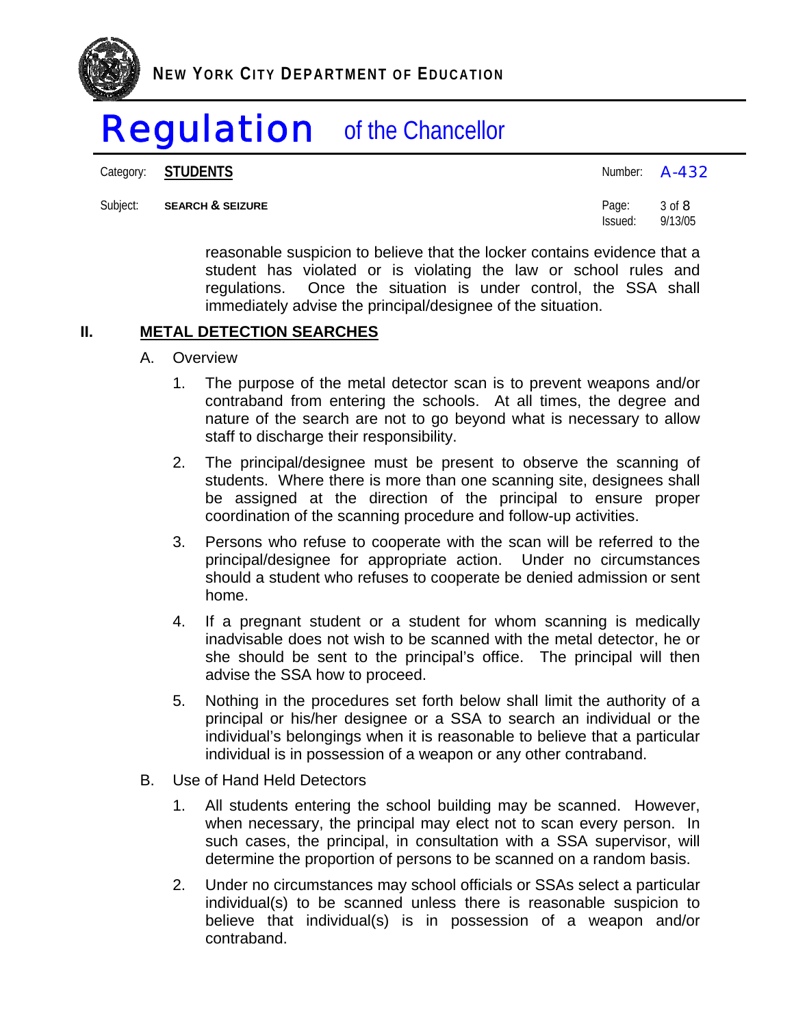reasonable suspicion to believe that the locker contains evidence that a student has violated or is violating the law or school rules and regulations. Once the situation is under control, the SSA shall immediately advise the principal/designee of the situation.

## II. METAL DETECTION SEARCHES

A. Overview

1. The purpose of the metal detector scan is to prevent weapons and/or contraband from entering the schools. At all times, the degree and nature of the search are not to go beyond what is necessary to allow staff to discharge their responsibility.

2. The principal/designee must be present to observe the scanning of students. Where there is more than one scanning site, designees shall be assigned at the direction of the principal to ensure proper coordination of the scanning procedure and follow-up activities.

3. Persons who refuse to cooperate with the scan will be referred to the principal/designee for appropriate action. Under no circumstances should a student who refuses to cooperate be denied admission or sent home.

4. If a pregnant student or a student for whom scanning is medically inadvisable does not wish to be scanned with the metal detector, he or she should be sent to the principal's office. The principal will then advise the SSA how to proceed.

5. Nothing in the procedures set forth below shall limit the authority of a principal or his/her designee or a SSA to search an individual or the individual's belongings when it is reasonable to believe that a particular individual is in possession of a weapon or any other contraband.

B. Use of Hand Held Detectors

1. All students entering the school building may be scanned. However, when necessary, the principal may elect not to scan every person. In such cases, the principal, in consultation with a SSA supervisor, will determine the proportion of persons to be scanned on a random basis.

2. Under no circumstances may school officials or SSAs select a particular individual(s) to be scanned unless there is reasonable suspicion to believe that individual(s) is in possession of a weapon and/or contraband.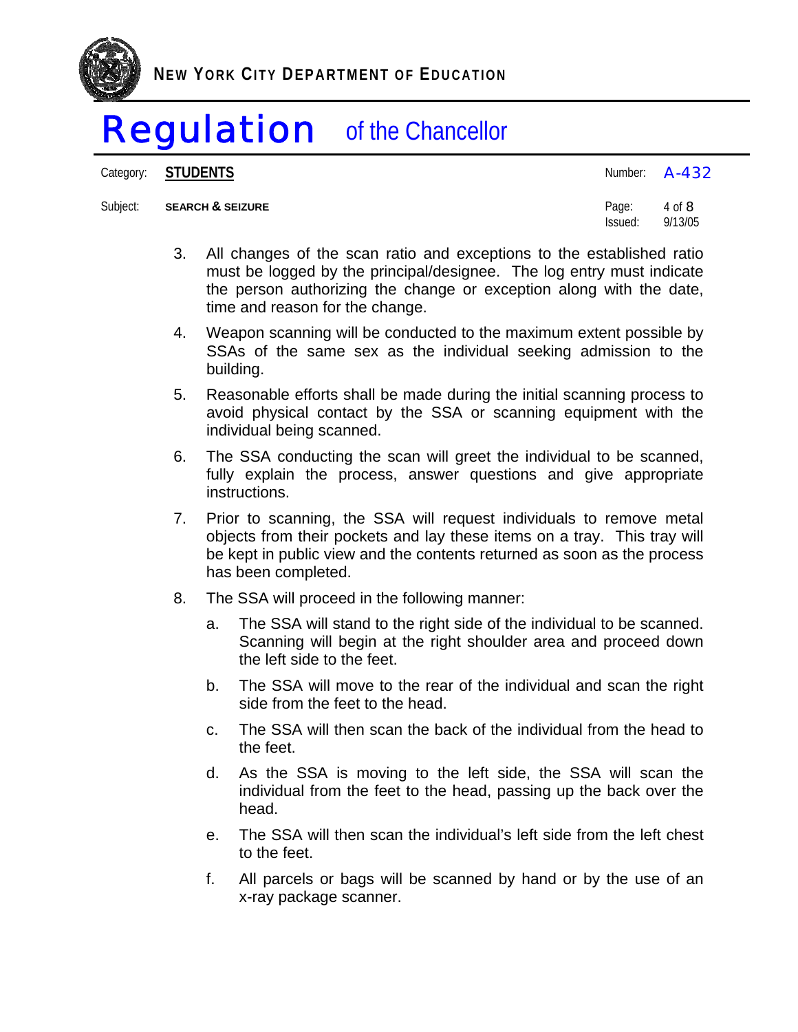3. All changes of the scan ratio and exceptions to the established ratio must be logged by the principal/designee. The log entry must indicate the person authorizing the change or exception along with the date, time and reason for the change.

4. Weapon scanning will be conducted to the maximum extent possible by SSAs of the same sex as the individual seeking admission to the building.

5. Reasonable efforts shall be made during the initial scanning process to avoid physical contact by the SSA or scanning equipment with the individual being scanned.

6. The SSA conducting the scan will greet the individual to be scanned, fully explain the process, answer questions and give appropriate instructions.

7. Prior to scanning, the SSA will request individuals to remove metal objects from their pockets and lay these items on a tray. This tray will be kept in public view and the contents returned as soon as the process has been completed.

8. The SSA will proceed in the following manner:

   a. The SSA will stand to the right side of the individual to be scanned. Scanning will begin at the right shoulder area and proceed down the left side to the feet.

   b. The SSA will move to the rear of the individual and scan the right side from the feet to the head.

   c. The SSA will then scan the back of the individual from the head to the feet.

   d. As the SSA is moving to the left side, the SSA will scan the individual from the feet to the head, passing up the back over the head.

   e. The SSA will then scan the individual's left side from the left chest to the feet.

   f. All parcels or bags will be scanned by hand or by the use of an x-ray package scanner.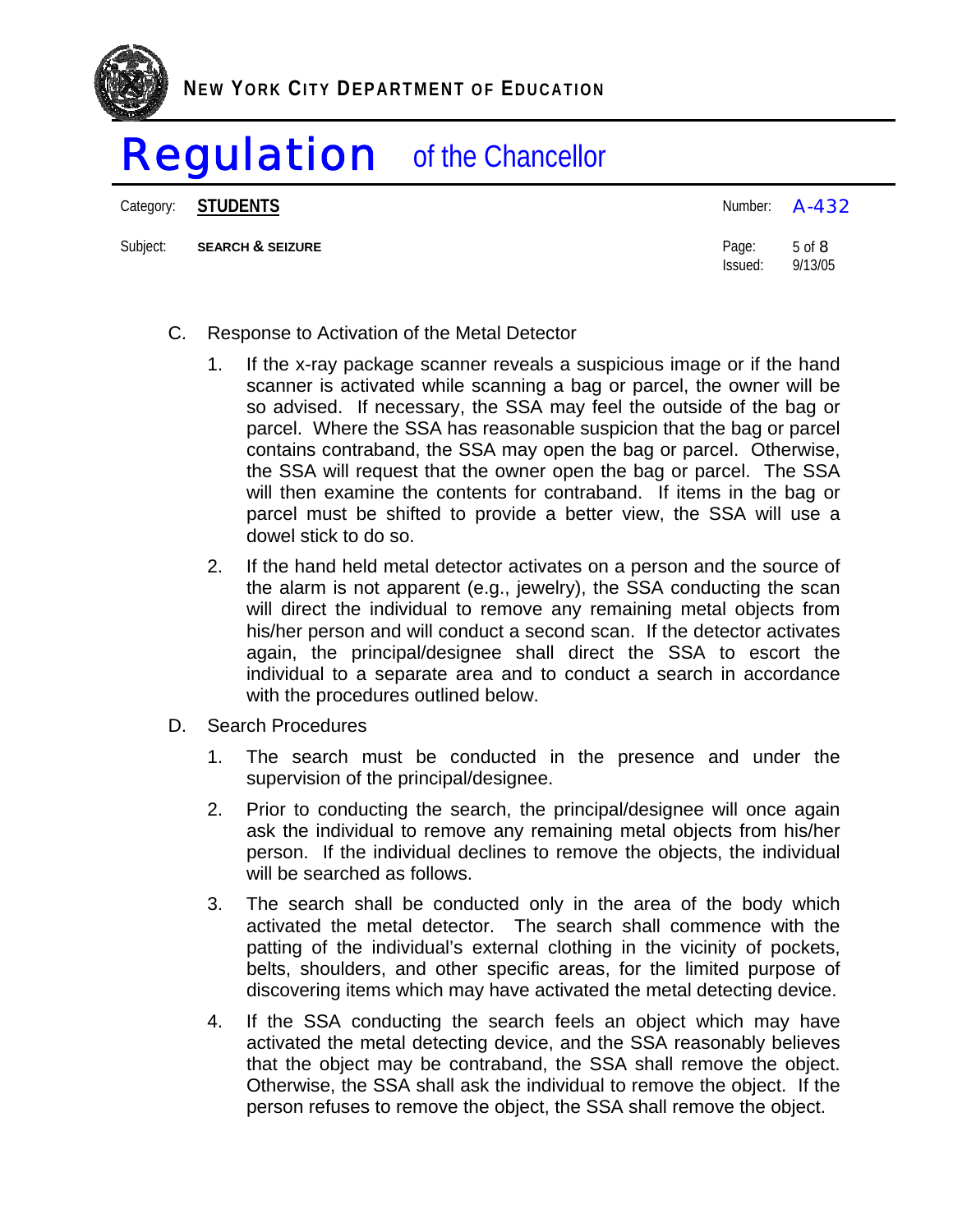C. Response to Activation of the Metal Detector

1. If the x-ray package scanner reveals a suspicious image or if the hand scanner is activated while scanning a bag or parcel, the owner will be so advised. If necessary, the SSA may feel the outside of the bag or parcel. Where the SSA has reasonable suspicion that the bag or parcel contains contraband, the SSA may open the bag or parcel. Otherwise, the SSA will request that the owner open the bag or parcel. The SSA will then examine the contents for contraband. If items in the bag or parcel must be shifted to provide a better view, the SSA will use a dowel stick to do so.

2. If the hand held metal detector activates on a person and the source of the alarm is not apparent (e.g., jewelry), the SSA conducting the scan will direct the individual to remove any remaining metal objects from his/her person and will conduct a second scan. If the detector activates again, the principal/designee shall direct the SSA to escort the individual to a separate area and to conduct a search in accordance with the procedures outlined below.

D. Search Procedures

1. The search must be conducted in the presence and under the supervision of the principal/designee.

2. Prior to conducting the search, the principal/designee will once again ask the individual to remove any remaining metal objects from his/her person. If the individual declines to remove the objects, the individual will be searched as follows.

3. The search shall be conducted only in the area of the body which activated the metal detector. The search shall commence with the patting of the individual's external clothing in the vicinity of pockets, belts, shoulders, and other specific areas, for the limited purpose of discovering items which may have activated the metal detecting device.

4. If the SSA conducting the search feels an object which may have activated the metal detecting device, and the SSA reasonably believes that the object may be contraband, the SSA shall remove the object. Otherwise, the SSA shall ask the individual to remove the object. If the person refuses to remove the object, the SSA shall remove the object.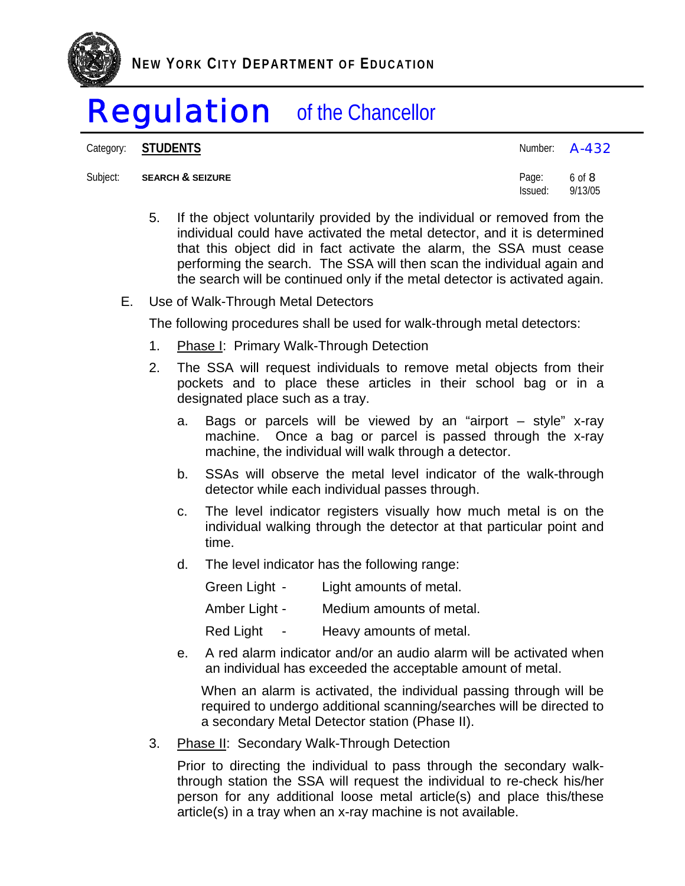5. If the object voluntarily provided by the individual or removed from the individual could have activated the metal detector, and it is determined that this object did in fact activate the alarm, the SSA must cease performing the search. The SSA will then scan the individual again and the search will be continued only if the metal detector is activated again.

E. Use of Walk-Through Metal Detectors

The following procedures shall be used for walk-through metal detectors:

1. Phase I: Primary Walk-Through Detection

2. The SSA will request individuals to remove metal objects from their pockets and to place these articles in their school bag or in a designated place such as a tray.

   a. Bags or parcels will be viewed by an "airport – style" x-ray machine. Once a bag or parcel is passed through the x-ray machine, the individual will walk through a detector.

   b. SSAs will observe the metal level indicator of the walk-through detector while each individual passes through.

   c. The level indicator registers visually how much metal is on the individual walking through the detector at that particular point and time.

   d. The level indicator has the following range:

      Green Light - Light amounts of metal.

      Amber Light - Medium amounts of metal.

      Red Light - Heavy amounts of metal.

   e. A red alarm indicator and/or an audio alarm will be activated when an individual has exceeded the acceptable amount of metal.

      When an alarm is activated, the individual passing through will be required to undergo additional scanning/searches will be directed to a secondary Metal Detector station (Phase II).

3. Phase II: Secondary Walk-Through Detection

   Prior to directing the individual to pass through the secondary walk-through station the SSA will request the individual to re-check his/her person for any additional loose metal article(s) and place this/these article(s) in a tray when an x-ray machine is not available.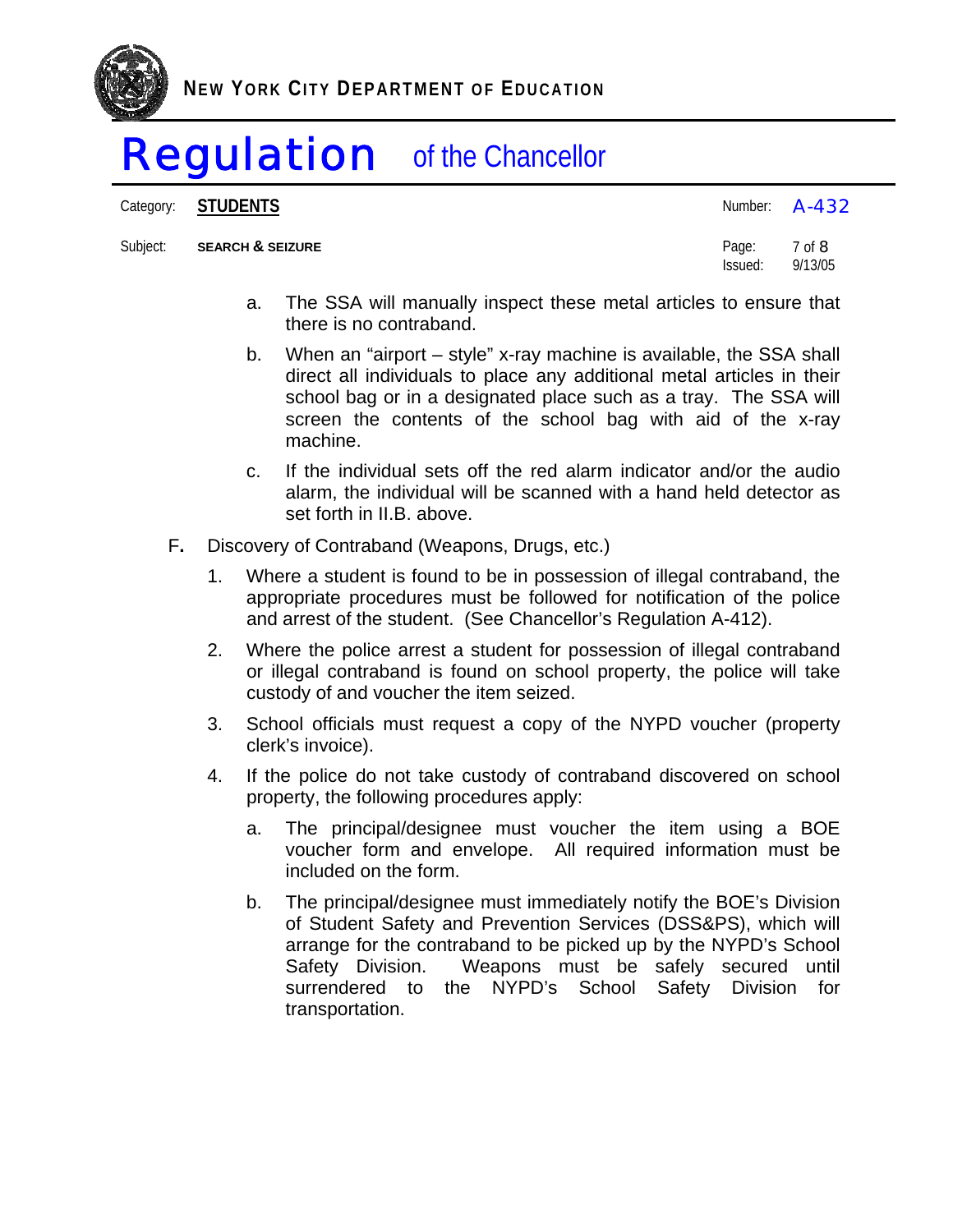a. The SSA will manually inspect these metal articles to ensure that there is no contraband.

b. When an "airport – style" x-ray machine is available, the SSA shall direct all individuals to place any additional metal articles in their school bag or in a designated place such as a tray. The SSA will screen the contents of the school bag with aid of the x-ray machine.

c. If the individual sets off the red alarm indicator and/or the audio alarm, the individual will be scanned with a hand held detector as set forth in II.B. above.

F. Discovery of Contraband (Weapons, Drugs, etc.)

1. Where a student is found to be in possession of illegal contraband, the appropriate procedures must be followed for notification of the police and arrest of the student. (See Chancellor's Regulation A-412).

2. Where the police arrest a student for possession of illegal contraband or illegal contraband is found on school property, the police will take custody of and voucher the item seized.

3. School officials must request a copy of the NYPD voucher (property clerk's invoice).

4. If the police do not take custody of contraband discovered on school property, the following procedures apply:

   a. The principal/designee must voucher the item using a BOE voucher form and envelope. All required information must be included on the form.

   b. The principal/designee must immediately notify the BOE's Division of Student Safety and Prevention Services (DSS&PS), which will arrange for the contraband to be picked up by the NYPD's School Safety Division. Weapons must be safely secured until surrendered to the NYPD's School Safety Division for transportation.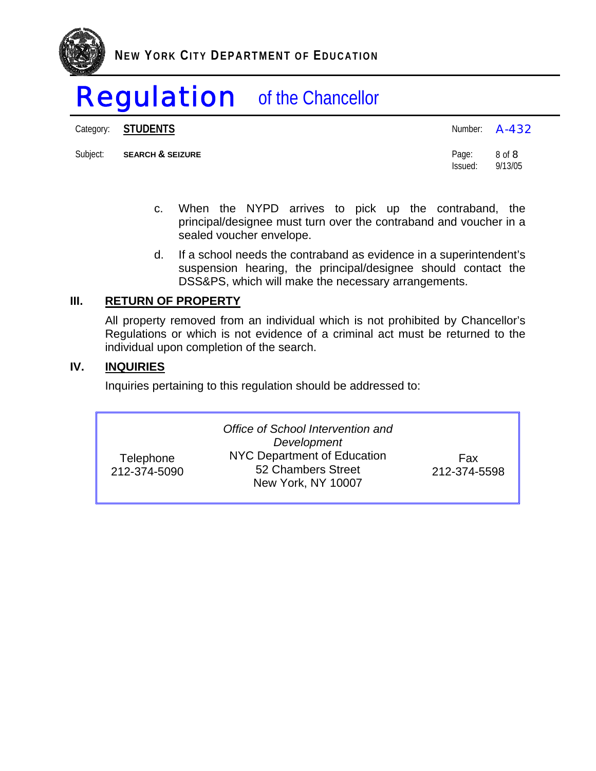c. When the NYPD arrives to pick up the contraband, the principal/designee must turn over the contraband and voucher in a sealed voucher envelope.

d. If a school needs the contraband as evidence in a superintendent's suspension hearing, the principal/designee should contact the DSS&PS, which will make the necessary arrangements.

## III. RETURN OF PROPERTY

All property removed from an individual which is not prohibited by Chancellor's Regulations or which is not evidence of a criminal act must be returned to the individual upon completion of the search.

## IV. INQUIRIES

Inquiries pertaining to this regulation should be addressed to:

| | | |
|---|---|---|
| Telephone<br>212-374-5090 | *Office of School Intervention and Development*<br>NYC Department of Education<br>52 Chambers Street<br>New York, NY 10007 | Fax<br>212-374-5598 |